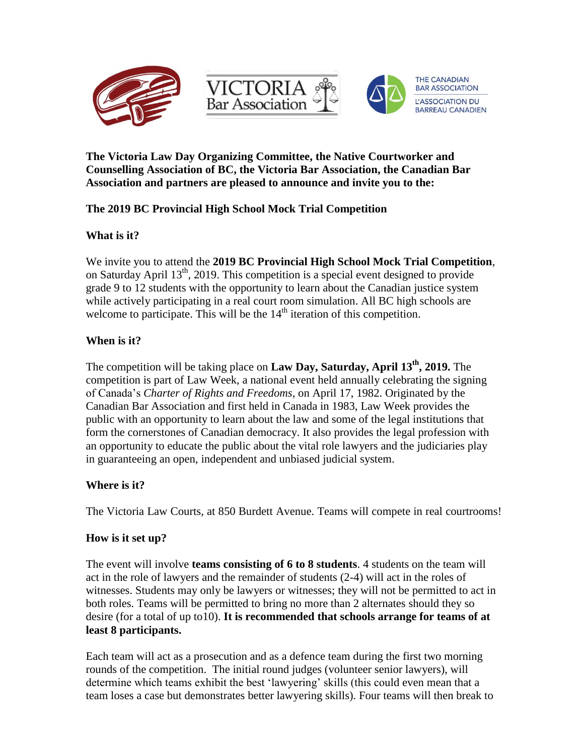**The Victoria Law Day Organizing Committee, the Native Courtworker and Counselling Association of BC, the Victoria Bar Association, the Canadian Bar Association and partners are pleased to announce and invite you to the:**

**The 2019 BC Provincial High School Mock Trial Competition**

**What is it?**

We invite you to attend the **2019 BC Provincial High School Mock Trial Competition**, on Saturday April 13th, 2019. This competition is a special event designed to provide grade 9 to 12 students with the opportunity to learn about the Canadian justice system while actively participating in a real court room simulation. All BC high schools are welcome to participate. This will be the 14th iteration of this competition.

**When is it?**

The competition will be taking place on **Law Day, Saturday, April 13th, 2019.** The competition is part of Law Week, a national event held annually celebrating the signing of Canada's *Charter of Rights and Freedoms*, on April 17, 1982. Originated by the Canadian Bar Association and first held in Canada in 1983, Law Week provides the public with an opportunity to learn about the law and some of the legal institutions that form the cornerstones of Canadian democracy. It also provides the legal profession with an opportunity to educate the public about the vital role lawyers and the judiciaries play in guaranteeing an open, independent and unbiased judicial system.

**Where is it?**

The Victoria Law Courts, at 850 Burdett Avenue. Teams will compete in real courtrooms!

**How is it set up?**

The event will involve **teams consisting of 6 to 8 students**. 4 students on the team will act in the role of lawyers and the remainder of students (2-4) will act in the roles of witnesses. Students may only be lawyers or witnesses; they will not be permitted to act in both roles. Teams will be permitted to bring no more than 2 alternates should they so desire (for a total of up to10). **It is recommended that schools arrange for teams of at least 8 participants.**

Each team will act as a prosecution and as a defence team during the first two morning rounds of the competition. The initial round judges (volunteer senior lawyers), will determine which teams exhibit the best 'lawyering' skills (this could even mean that a team loses a case but demonstrates better lawyering skills). Four teams will then break to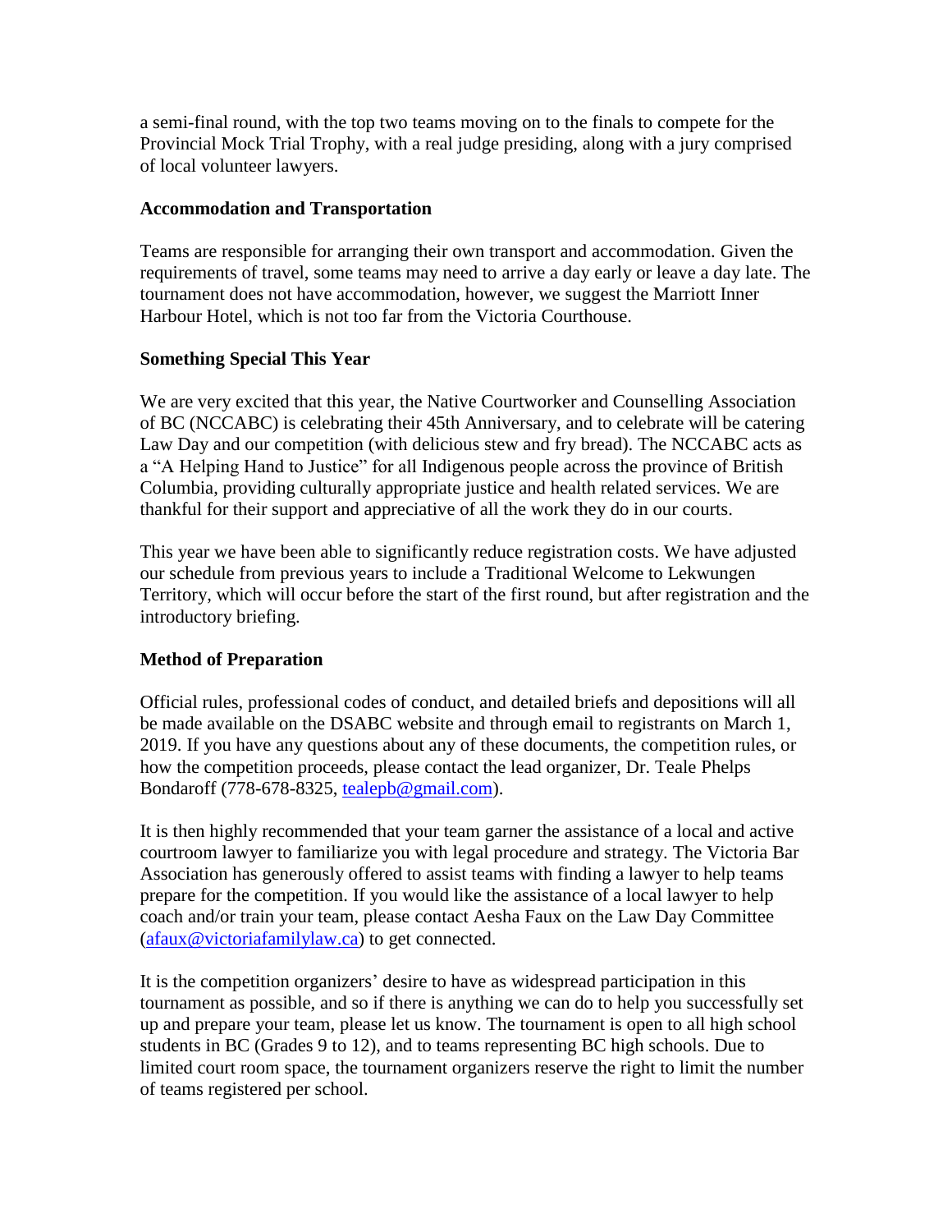a semi-final round, with the top two teams moving on to the finals to compete for the Provincial Mock Trial Trophy, with a real judge presiding, along with a jury comprised of local volunteer lawyers.

**Accommodation and Transportation**

Teams are responsible for arranging their own transport and accommodation. Given the requirements of travel, some teams may need to arrive a day early or leave a day late. The tournament does not have accommodation, however, we suggest the Marriott Inner Harbour Hotel, which is not too far from the Victoria Courthouse.

**Something Special This Year**

We are very excited that this year, the Native Courtworker and Counselling Association of BC (NCCABC) is celebrating their 45th Anniversary, and to celebrate will be catering Law Day and our competition (with delicious stew and fry bread). The NCCABC acts as a "A Helping Hand to Justice" for all Indigenous people across the province of British Columbia, providing culturally appropriate justice and health related services. We are thankful for their support and appreciative of all the work they do in our courts.

This year we have been able to significantly reduce registration costs. We have adjusted our schedule from previous years to include a Traditional Welcome to Lekwungen Territory, which will occur before the start of the first round, but after registration and the introductory briefing.

**Method of Preparation**

Official rules, professional codes of conduct, and detailed briefs and depositions will all be made available on the DSABC website and through email to registrants on March 1, 2019. If you have any questions about any of these documents, the competition rules, or how the competition proceeds, please contact the lead organizer, Dr. Teale Phelps Bondaroff (778-678-8325, [tealepb@gmail.com](mailto:tealepb@gmail.com)).

It is then highly recommended that your team garner the assistance of a local and active courtroom lawyer to familiarize you with legal procedure and strategy. The Victoria Bar Association has generously offered to assist teams with finding a lawyer to help teams prepare for the competition. If you would like the assistance of a local lawyer to help coach and/or train your team, please contact Aesha Faux on the Law Day Committee ([afaux@victoriafamilylaw.ca](mailto:afaux@victoriafamilylaw.ca)) to get connected.

It is the competition organizers' desire to have as widespread participation in this tournament as possible, and so if there is anything we can do to help you successfully set up and prepare your team, please let us know. The tournament is open to all high school students in BC (Grades 9 to 12), and to teams representing BC high schools. Due to limited court room space, the tournament organizers reserve the right to limit the number of teams registered per school.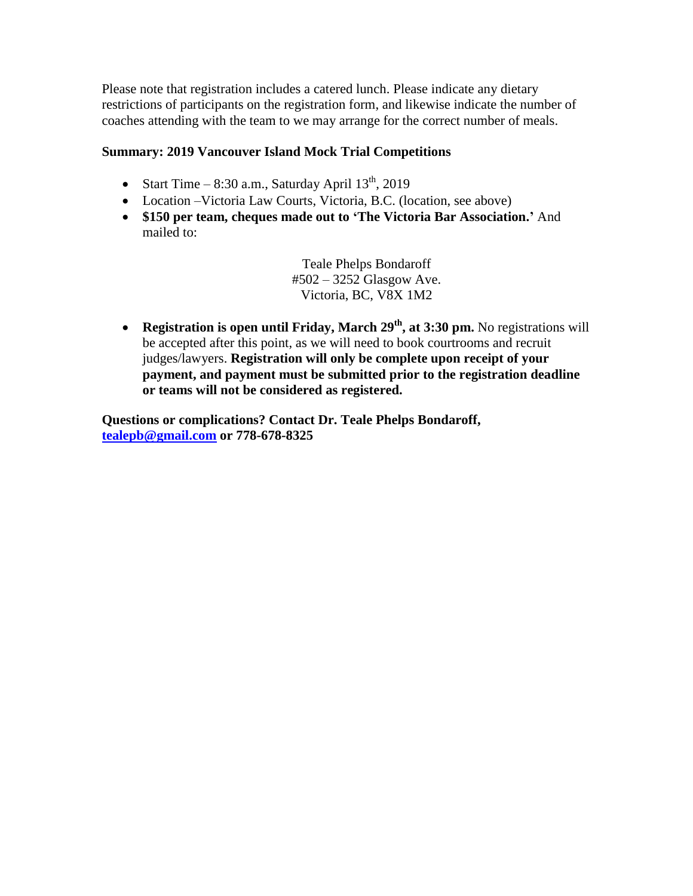Please note that registration includes a catered lunch. Please indicate any dietary restrictions of participants on the registration form, and likewise indicate the number of coaches attending with the team to we may arrange for the correct number of meals.

**Summary: 2019 Vancouver Island Mock Trial Competitions**

- Start Time – 8:30 a.m., Saturday April 13th, 2019
- Location –Victoria Law Courts, Victoria, B.C. (location, see above)
- **$150 per team, cheques made out to 'The Victoria Bar Association.'** And mailed to:

  Teale Phelps Bondaroff
  #502 – 3252 Glasgow Ave.
  Victoria, BC, V8X 1M2

- **Registration is open until Friday, March 29th, at 3:30 pm.** No registrations will be accepted after this point, as we will need to book courtrooms and recruit judges/lawyers. **Registration will only be complete upon receipt of your payment, and payment must be submitted prior to the registration deadline or teams will not be considered as registered.**

**Questions or complications? Contact Dr. Teale Phelps Bondaroff, tealepb@gmail.com or 778-678-8325**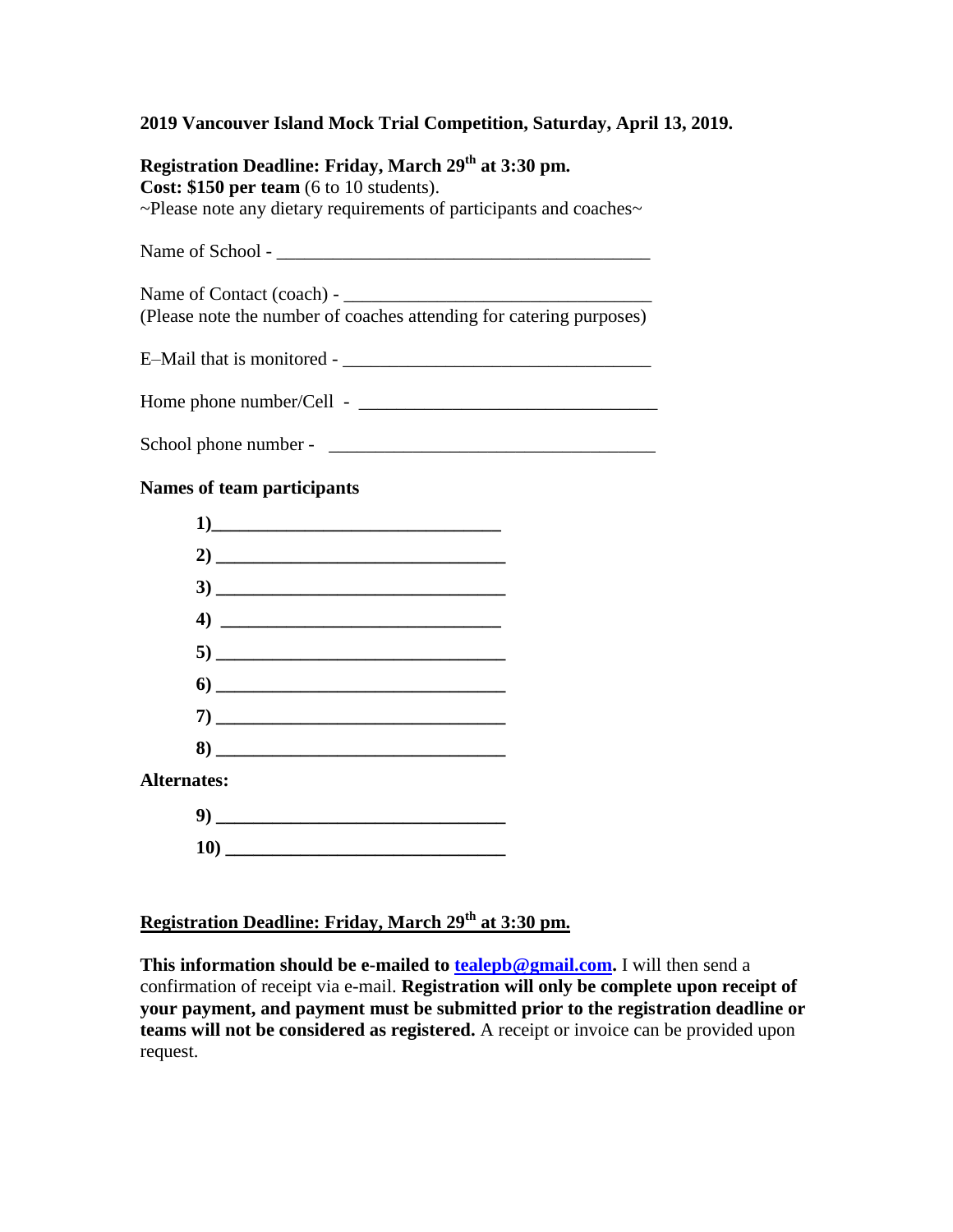**2019 Vancouver Island Mock Trial Competition, Saturday, April 13, 2019.**

**Registration Deadline: Friday, March 29th at 3:30 pm.**
**Cost: $150 per team** (6 to 10 students).
~Please note any dietary requirements of participants and coaches~

Name of School - ________________________________________

Name of Contact (coach) - ________________________________
(Please note the number of coaches attending for catering purposes)

E–Mail that is monitored - ________________________________

Home phone number/Cell - _______________________________

School phone number - __________________________________

**Names of team participants**

**1)**______________________________

**2)** ______________________________

**3)** ______________________________

**4)** ______________________________

**5)** ______________________________

**6)** ______________________________

**7)** ______________________________

**8)** ______________________________

**Alternates:**

**9)** ______________________________

**10)** _____________________________

**Registration Deadline: Friday, March 29th at 3:30 pm.**

**This information should be e-mailed to [tealepb@gmail.com](mailto:tealepb@gmail.com).** I will then send a confirmation of receipt via e-mail. **Registration will only be complete upon receipt of your payment, and payment must be submitted prior to the registration deadline or teams will not be considered as registered.** A receipt or invoice can be provided upon request.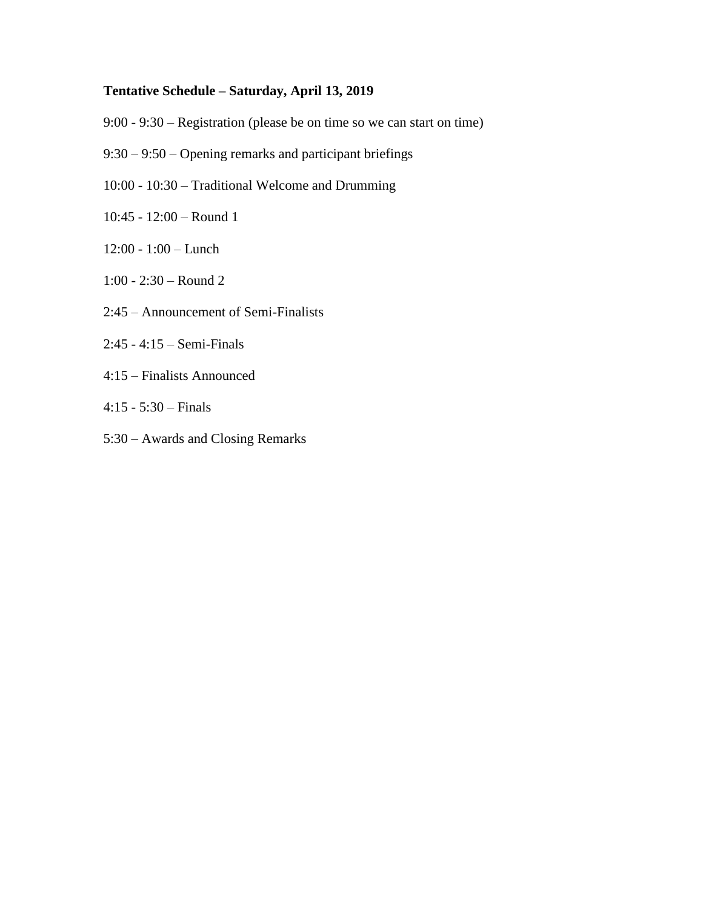**Tentative Schedule – Saturday, April 13, 2019**

9:00 - 9:30 – Registration (please be on time so we can start on time)

9:30 – 9:50 – Opening remarks and participant briefings

10:00 - 10:30 – Traditional Welcome and Drumming

10:45 - 12:00 – Round 1

12:00 - 1:00 – Lunch

1:00 - 2:30 – Round 2

2:45 – Announcement of Semi-Finalists

2:45 - 4:15 – Semi-Finals

4:15 – Finalists Announced

4:15 - 5:30 – Finals

5:30 – Awards and Closing Remarks